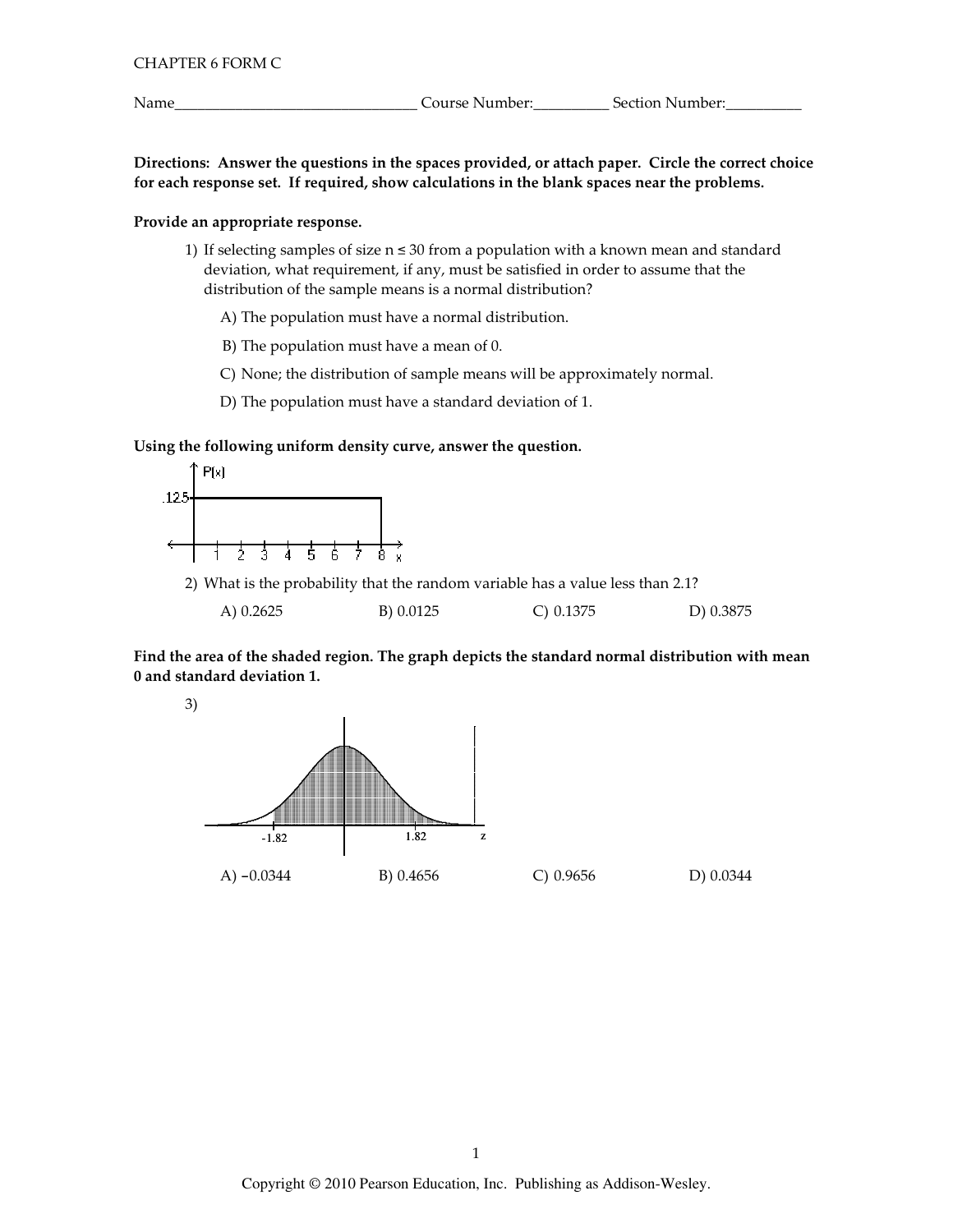CHAPTER 6 FORM C

Name_______________________________ Course Number:__________ Section Number:__________

**Directions: Answer the questions in the spaces provided, or attach paper. Circle the correct choice for each response set. If required, show calculations in the blank spaces near the problems.**

**Provide an appropriate response.**

1) If selecting samples of size $n \leq 30$ from a population with a known mean and standard deviation, what requirement, if any, must be satisfied in order to assume that the distribution of the sample means is a normal distribution?

A) The population must have a normal distribution.

B) The population must have a mean of 0.

C) None; the distribution of sample means will be approximately normal.

D) The population must have a standard deviation of 1.

**Using the following uniform density curve, answer the question.**

2) What is the probability that the random variable has a value less than 2.1?

A) 0.2625 B) 0.0125 C) 0.1375 D) 0.3875

**Find the area of the shaded region. The graph depicts the standard normal distribution with mean 0 and standard deviation 1.**

3)

A) −0.0344 B) 0.4656 C) 0.9656 D) 0.0344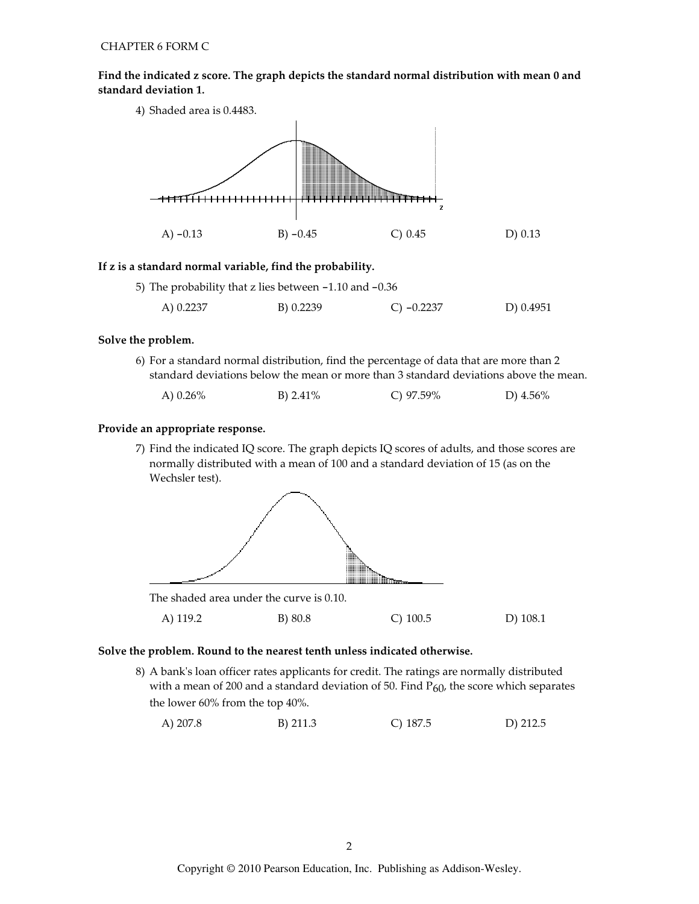CHAPTER 6 FORM C

**Find the indicated z score. The graph depicts the standard normal distribution with mean 0 and standard deviation 1.**

4) Shaded area is 0.4483.

A) −0.13 B) −0.45 C) 0.45 D) 0.13

**If z is a standard normal variable, find the probability.**

5) The probability that z lies between −1.10 and −0.36

A) 0.2237 B) 0.2239 C) −0.2237 D) 0.4951

**Solve the problem.**

6) For a standard normal distribution, find the percentage of data that are more than 2 standard deviations below the mean or more than 3 standard deviations above the mean.

A) 0.26% B) 2.41% C) 97.59% D) 4.56%

**Provide an appropriate response.**

7) Find the indicated IQ score. The graph depicts IQ scores of adults, and those scores are normally distributed with a mean of 100 and a standard deviation of 15 (as on the Wechsler test).

The shaded area under the curve is 0.10.

A) 119.2 B) 80.8 C) 100.5 D) 108.1

**Solve the problem. Round to the nearest tenth unless indicated otherwise.**

8) A bank's loan officer rates applicants for credit. The ratings are normally distributed with a mean of 200 and a standard deviation of 50. Find $P_{60}$, the score which separates the lower 60% from the top 40%.

A) 207.8 B) 211.3 C) 187.5 D) 212.5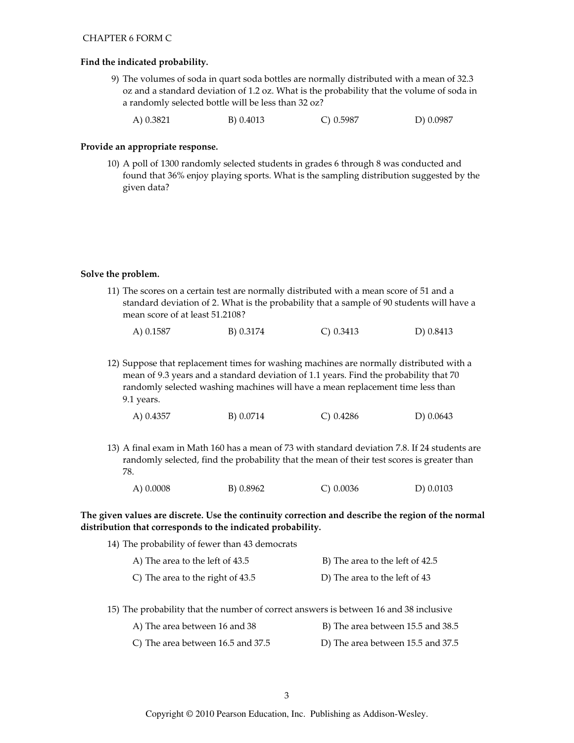**Find the indicated probability.**

9) The volumes of soda in quart soda bottles are normally distributed with a mean of 32.3 oz and a standard deviation of 1.2 oz. What is the probability that the volume of soda in a randomly selected bottle will be less than 32 oz?

A) 0.3821　　B) 0.4013　　C) 0.5987　　D) 0.0987

**Provide an appropriate response.**

10) A poll of 1300 randomly selected students in grades 6 through 8 was conducted and found that 36% enjoy playing sports. What is the sampling distribution suggested by the given data?

**Solve the problem.**

11) The scores on a certain test are normally distributed with a mean score of 51 and a standard deviation of 2. What is the probability that a sample of 90 students will have a mean score of at least 51.2108?

A) 0.1587　　B) 0.3174　　C) 0.3413　　D) 0.8413

12) Suppose that replacement times for washing machines are normally distributed with a mean of 9.3 years and a standard deviation of 1.1 years. Find the probability that 70 randomly selected washing machines will have a mean replacement time less than 9.1 years.

A) 0.4357　　B) 0.0714　　C) 0.4286　　D) 0.0643

13) A final exam in Math 160 has a mean of 73 with standard deviation 7.8. If 24 students are randomly selected, find the probability that the mean of their test scores is greater than 78.

A) 0.0008　　B) 0.8962　　C) 0.0036　　D) 0.0103

**The given values are discrete. Use the continuity correction and describe the region of the normal distribution that corresponds to the indicated probability.**

14) The probability of fewer than 43 democrats

A) The area to the left of 43.5
B) The area to the left of 42.5
C) The area to the right of 43.5
D) The area to the left of 43

15) The probability that the number of correct answers is between 16 and 38 inclusive

A) The area between 16 and 38
B) The area between 15.5 and 38.5
C) The area between 16.5 and 37.5
D) The area between 15.5 and 37.5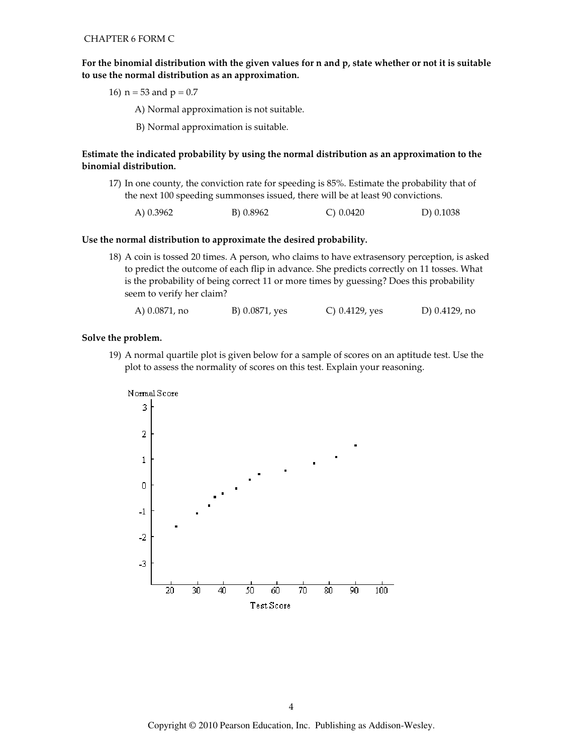CHAPTER 6 FORM C

**For the binomial distribution with the given values for n and p, state whether or not it is suitable to use the normal distribution as an approximation.**

16) $n = 53$ and $p = 0.7$

A) Normal approximation is not suitable.

B) Normal approximation is suitable.

**Estimate the indicated probability by using the normal distribution as an approximation to the binomial distribution.**

17) In one county, the conviction rate for speeding is 85%. Estimate the probability that of the next 100 speeding summonses issued, there will be at least 90 convictions.

A) 0.3962 B) 0.8962 C) 0.0420 D) 0.1038

**Use the normal distribution to approximate the desired probability.**

18) A coin is tossed 20 times. A person, who claims to have extrasensory perception, is asked to predict the outcome of each flip in advance. She predicts correctly on 11 tosses. What is the probability of being correct 11 or more times by guessing? Does this probability seem to verify her claim?

A) 0.0871, no B) 0.0871, yes C) 0.4129, yes D) 0.4129, no

**Solve the problem.**

19) A normal quartile plot is given below for a sample of scores on an aptitude test. Use the plot to assess the normality of scores on this test. Explain your reasoning.

Normal Score

Test Score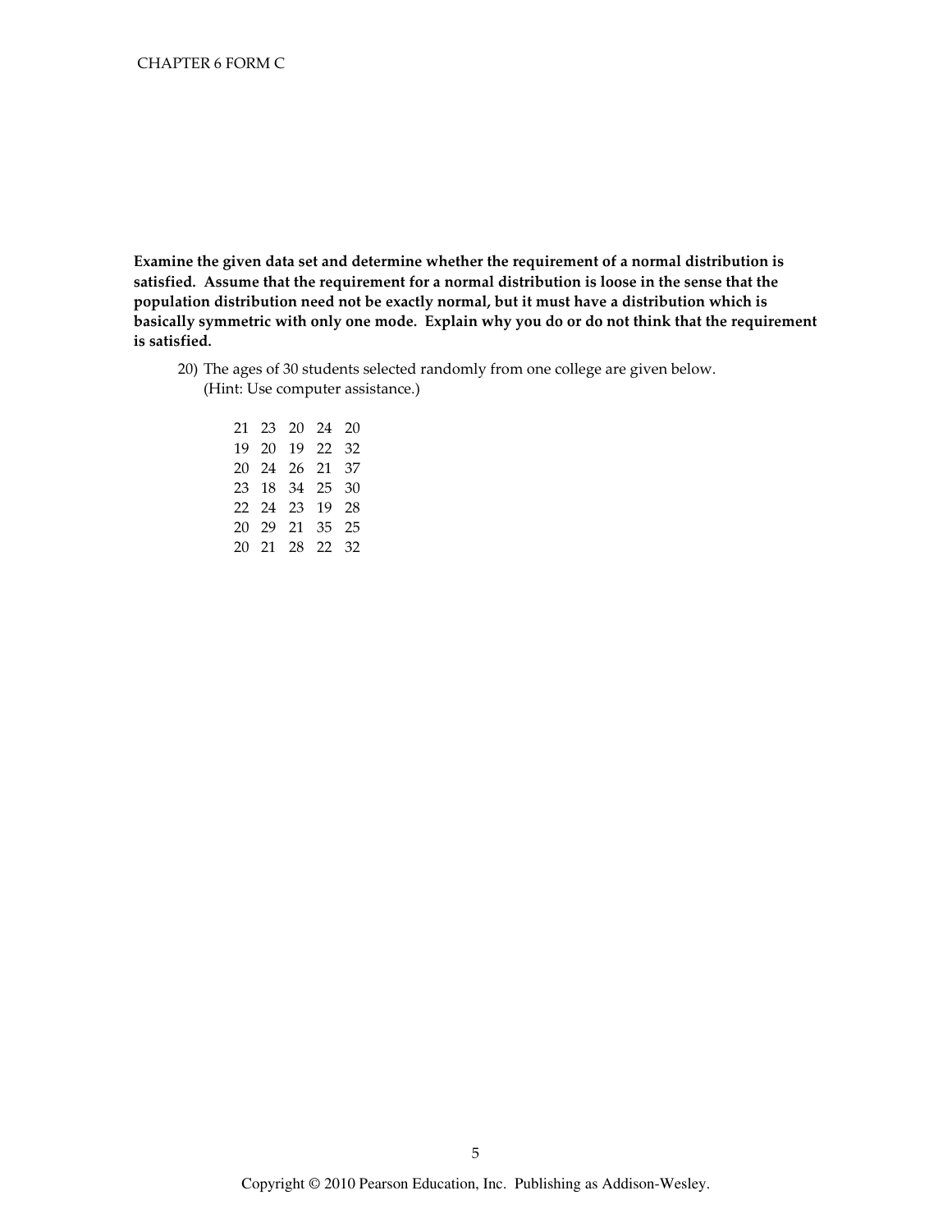**Examine the given data set and determine whether the requirement of a normal distribution is satisfied. Assume that the requirement for a normal distribution is loose in the sense that the population distribution need not be exactly normal, but it must have a distribution which is basically symmetric with only one mode. Explain why you do or do not think that the requirement is satisfied.**

20) The ages of 30 students selected randomly from one college are given below.
(Hint: Use computer assistance.)

| | | | | |
|---|---|---|---|---|
| 21 | 23 | 20 | 24 | 20 |
| 19 | 20 | 19 | 22 | 32 |
| 20 | 24 | 26 | 21 | 37 |
| 23 | 18 | 34 | 25 | 30 |
| 22 | 24 | 23 | 19 | 28 |
| 20 | 29 | 21 | 35 | 25 |
| 20 | 21 | 28 | 22 | 32 |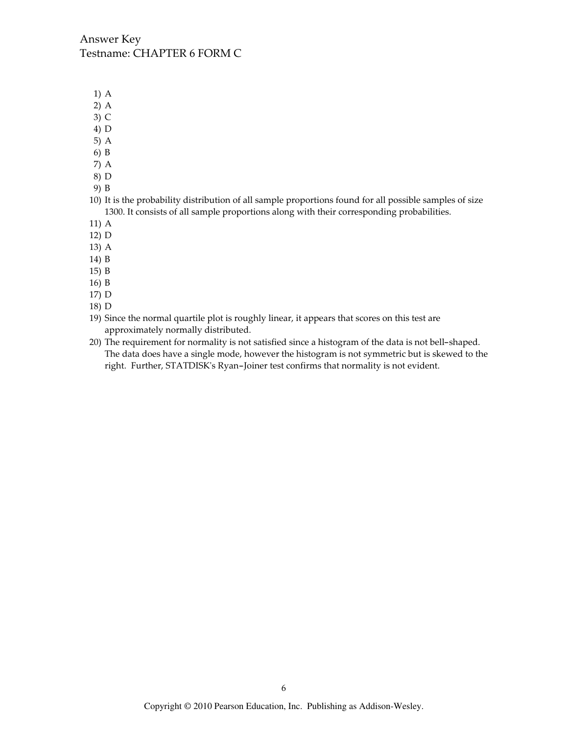Answer Key
Testname: CHAPTER 6 FORM C

1) A
2) A
3) C
4) D
5) A
6) B
7) A
8) D
9) B
10) It is the probability distribution of all sample proportions found for all possible samples of size 1300. It consists of all sample proportions along with their corresponding probabilities.
11) A
12) D
13) A
14) B
15) B
16) B
17) D
18) D
19) Since the normal quartile plot is roughly linear, it appears that scores on this test are approximately normally distributed.
20) The requirement for normality is not satisfied since a histogram of the data is not bell–shaped. The data does have a single mode, however the histogram is not symmetric but is skewed to the right. Further, STATDISK's Ryan–Joiner test confirms that normality is not evident.

Copyright © 2010 Pearson Education, Inc. Publishing as Addison-Wesley.